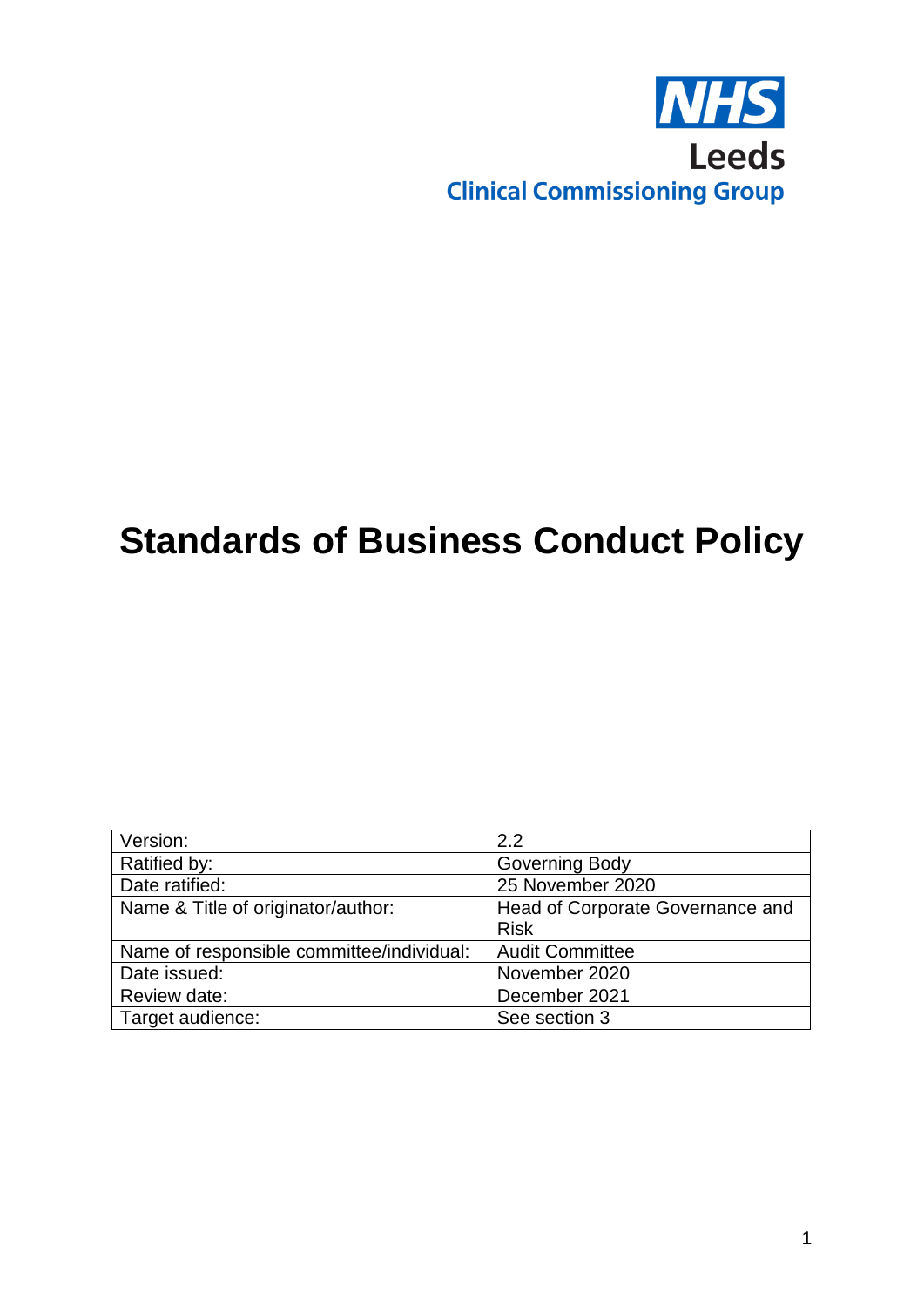NHS
Leeds
Clinical Commissioning Group

# Standards of Business Conduct Policy

| Version: | 2.2 |
|---|---|
| Ratified by: | Governing Body |
| Date ratified: | 25 November 2020 |
| Name & Title of originator/author: | Head of Corporate Governance and Risk |
| Name of responsible committee/individual: | Audit Committee |
| Date issued: | November 2020 |
| Review date: | December 2021 |
| Target audience: | See section 3 |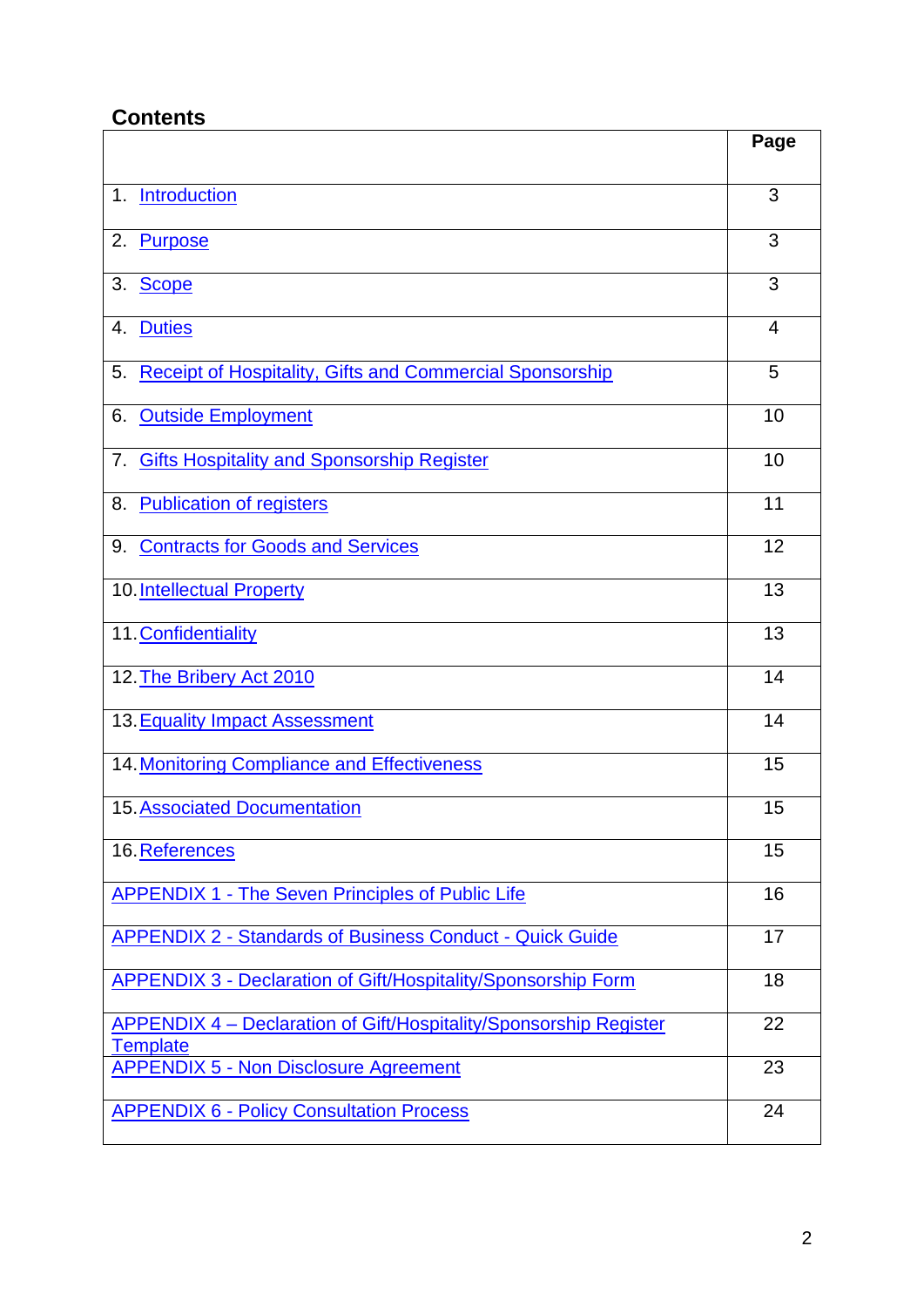## Contents

| | Page |
|---|---|
| 1. Introduction | 3 |
| 2. Purpose | 3 |
| 3. Scope | 3 |
| 4. Duties | 4 |
| 5. Receipt of Hospitality, Gifts and Commercial Sponsorship | 5 |
| 6. Outside Employment | 10 |
| 7. Gifts Hospitality and Sponsorship Register | 10 |
| 8. Publication of registers | 11 |
| 9. Contracts for Goods and Services | 12 |
| 10. Intellectual Property | 13 |
| 11. Confidentiality | 13 |
| 12. The Bribery Act 2010 | 14 |
| 13. Equality Impact Assessment | 14 |
| 14. Monitoring Compliance and Effectiveness | 15 |
| 15. Associated Documentation | 15 |
| 16. References | 15 |
| APPENDIX 1 - The Seven Principles of Public Life | 16 |
| APPENDIX 2 - Standards of Business Conduct - Quick Guide | 17 |
| APPENDIX 3 - Declaration of Gift/Hospitality/Sponsorship Form | 18 |
| APPENDIX 4 – Declaration of Gift/Hospitality/Sponsorship Register Template | 22 |
| APPENDIX 5 - Non Disclosure Agreement | 23 |
| APPENDIX 6 - Policy Consultation Process | 24 |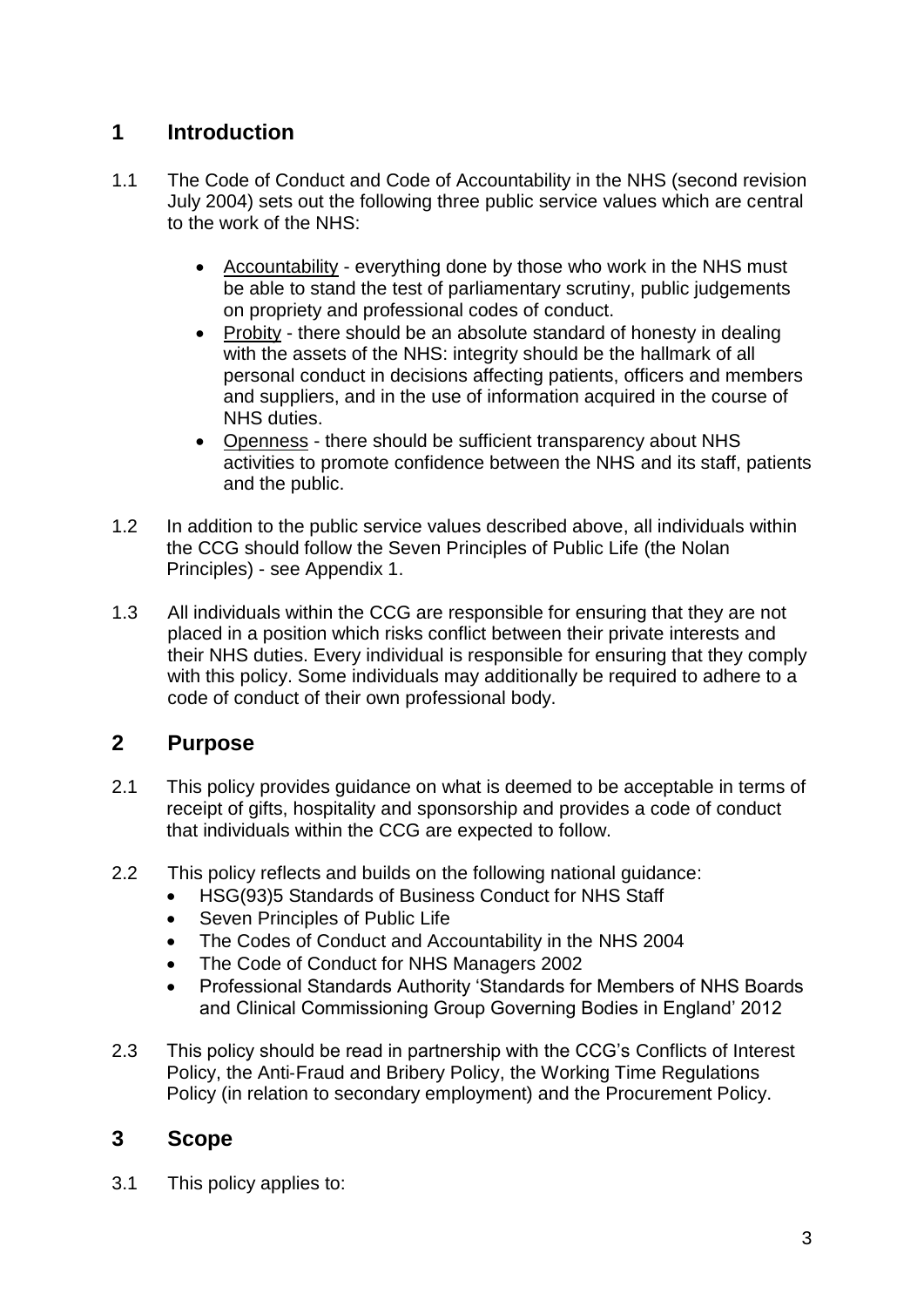## 1 Introduction

1.1 The Code of Conduct and Code of Accountability in the NHS (second revision July 2004) sets out the following three public service values which are central to the work of the NHS:

- Accountability - everything done by those who work in the NHS must be able to stand the test of parliamentary scrutiny, public judgements on propriety and professional codes of conduct.
- Probity - there should be an absolute standard of honesty in dealing with the assets of the NHS: integrity should be the hallmark of all personal conduct in decisions affecting patients, officers and members and suppliers, and in the use of information acquired in the course of NHS duties.
- Openness - there should be sufficient transparency about NHS activities to promote confidence between the NHS and its staff, patients and the public.

1.2 In addition to the public service values described above, all individuals within the CCG should follow the Seven Principles of Public Life (the Nolan Principles) - see Appendix 1.

1.3 All individuals within the CCG are responsible for ensuring that they are not placed in a position which risks conflict between their private interests and their NHS duties. Every individual is responsible for ensuring that they comply with this policy. Some individuals may additionally be required to adhere to a code of conduct of their own professional body.

## 2 Purpose

2.1 This policy provides guidance on what is deemed to be acceptable in terms of receipt of gifts, hospitality and sponsorship and provides a code of conduct that individuals within the CCG are expected to follow.

2.2 This policy reflects and builds on the following national guidance:

- HSG(93)5 Standards of Business Conduct for NHS Staff
- Seven Principles of Public Life
- The Codes of Conduct and Accountability in the NHS 2004
- The Code of Conduct for NHS Managers 2002
- Professional Standards Authority 'Standards for Members of NHS Boards and Clinical Commissioning Group Governing Bodies in England' 2012

2.3 This policy should be read in partnership with the CCG's Conflicts of Interest Policy, the Anti-Fraud and Bribery Policy, the Working Time Regulations Policy (in relation to secondary employment) and the Procurement Policy.

## 3 Scope

3.1 This policy applies to: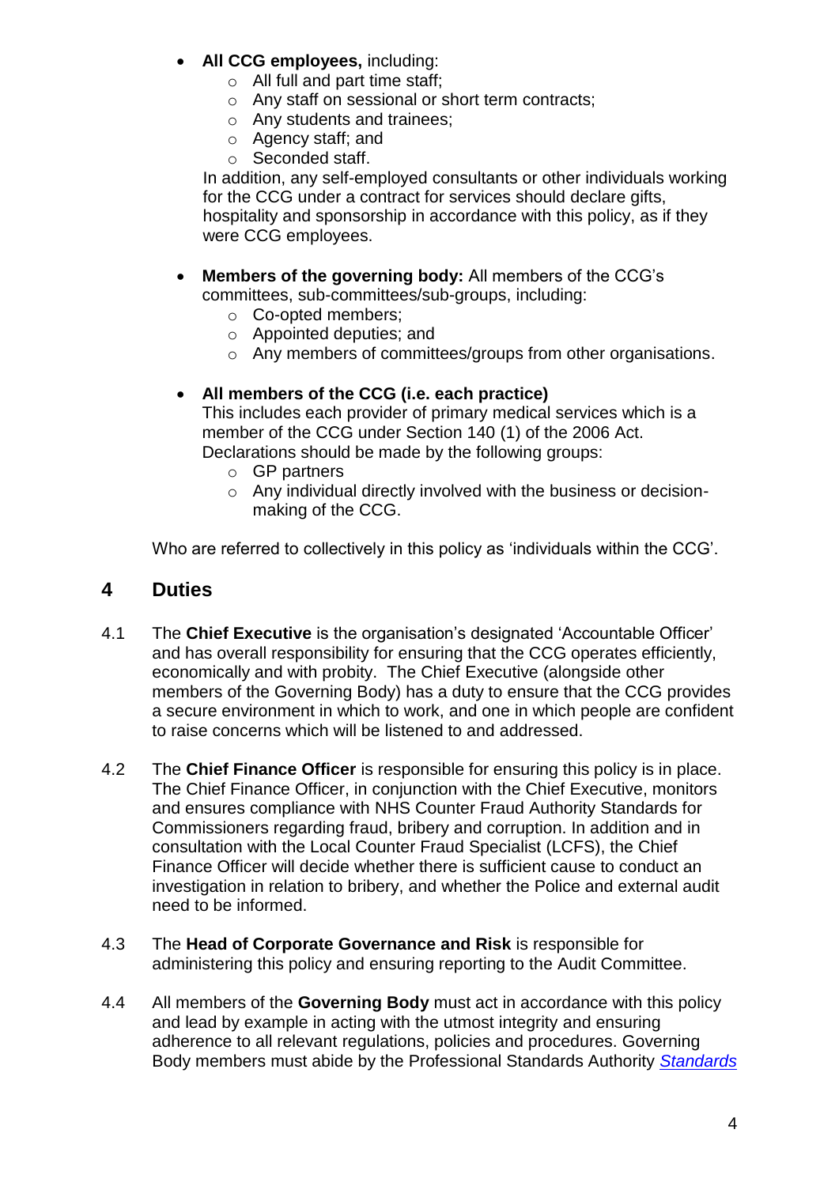- **All CCG employees,** including:
    - All full and part time staff;
    - Any staff on sessional or short term contracts;
    - Any students and trainees;
    - Agency staff; and
    - Seconded staff.

  In addition, any self-employed consultants or other individuals working for the CCG under a contract for services should declare gifts, hospitality and sponsorship in accordance with this policy, as if they were CCG employees.

- **Members of the governing body:** All members of the CCG's committees, sub-committees/sub-groups, including:
    - Co-opted members;
    - Appointed deputies; and
    - Any members of committees/groups from other organisations.

- **All members of the CCG (i.e. each practice)**
  This includes each provider of primary medical services which is a member of the CCG under Section 140 (1) of the 2006 Act. Declarations should be made by the following groups:
    - GP partners
    - Any individual directly involved with the business or decision-making of the CCG.

Who are referred to collectively in this policy as 'individuals within the CCG'.

## 4 Duties

4.1 The **Chief Executive** is the organisation's designated 'Accountable Officer' and has overall responsibility for ensuring that the CCG operates efficiently, economically and with probity. The Chief Executive (alongside other members of the Governing Body) has a duty to ensure that the CCG provides a secure environment in which to work, and one in which people are confident to raise concerns which will be listened to and addressed.

4.2 The **Chief Finance Officer** is responsible for ensuring this policy is in place. The Chief Finance Officer, in conjunction with the Chief Executive, monitors and ensures compliance with NHS Counter Fraud Authority Standards for Commissioners regarding fraud, bribery and corruption. In addition and in consultation with the Local Counter Fraud Specialist (LCFS), the Chief Finance Officer will decide whether there is sufficient cause to conduct an investigation in relation to bribery, and whether the Police and external audit need to be informed.

4.3 The **Head of Corporate Governance and Risk** is responsible for administering this policy and ensuring reporting to the Audit Committee.

4.4 All members of the **Governing Body** must act in accordance with this policy and lead by example in acting with the utmost integrity and ensuring adherence to all relevant regulations, policies and procedures. Governing Body members must abide by the Professional Standards Authority *Standards*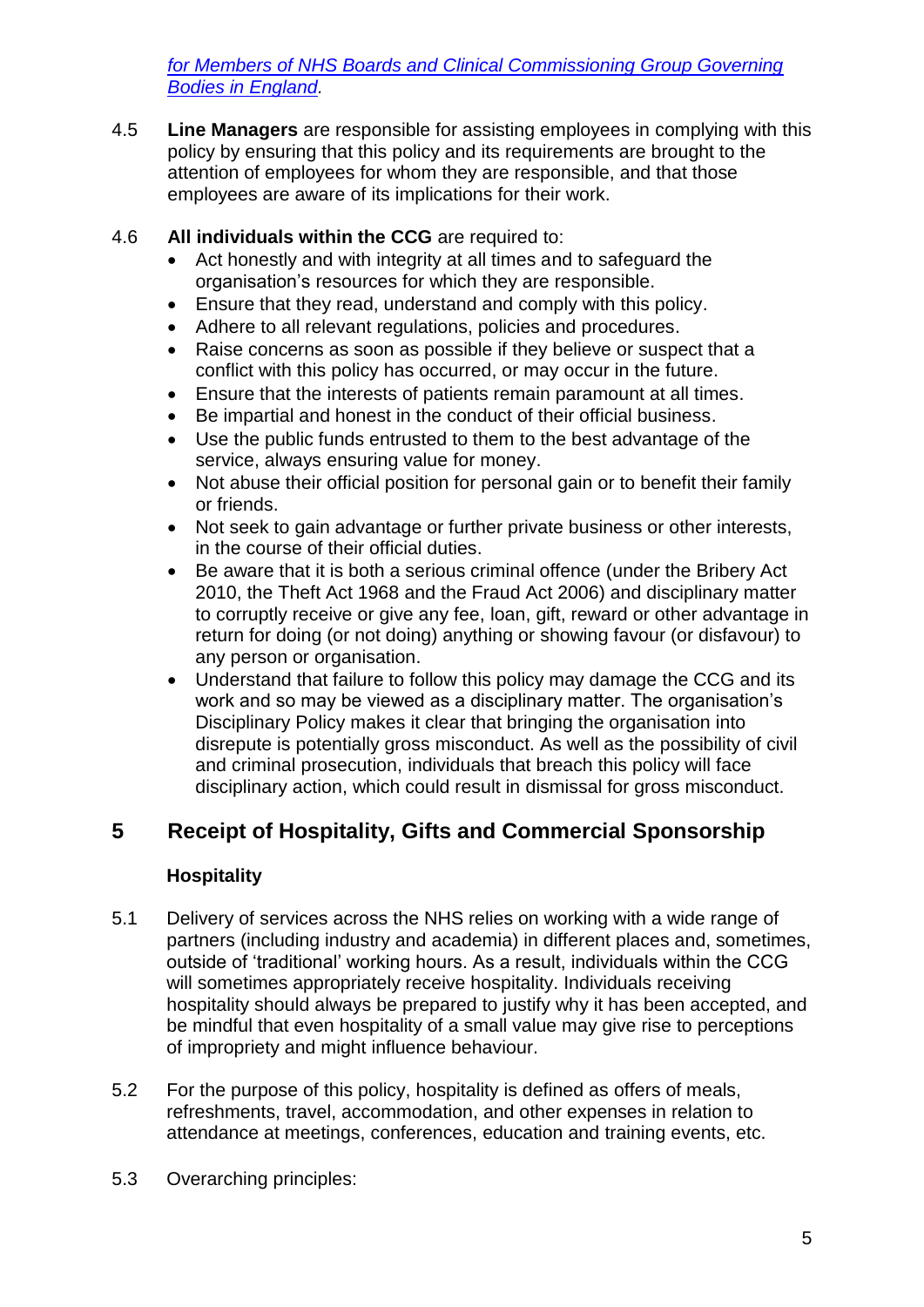*[for Members of NHS Boards and Clinical Commissioning Group Governing Bodies in England](#).*

4.5 **Line Managers** are responsible for assisting employees in complying with this policy by ensuring that this policy and its requirements are brought to the attention of employees for whom they are responsible, and that those employees are aware of its implications for their work.

4.6 **All individuals within the CCG** are required to:

- Act honestly and with integrity at all times and to safeguard the organisation's resources for which they are responsible.
- Ensure that they read, understand and comply with this policy.
- Adhere to all relevant regulations, policies and procedures.
- Raise concerns as soon as possible if they believe or suspect that a conflict with this policy has occurred, or may occur in the future.
- Ensure that the interests of patients remain paramount at all times.
- Be impartial and honest in the conduct of their official business.
- Use the public funds entrusted to them to the best advantage of the service, always ensuring value for money.
- Not abuse their official position for personal gain or to benefit their family or friends.
- Not seek to gain advantage or further private business or other interests, in the course of their official duties.
- Be aware that it is both a serious criminal offence (under the Bribery Act 2010, the Theft Act 1968 and the Fraud Act 2006) and disciplinary matter to corruptly receive or give any fee, loan, gift, reward or other advantage in return for doing (or not doing) anything or showing favour (or disfavour) to any person or organisation.
- Understand that failure to follow this policy may damage the CCG and its work and so may be viewed as a disciplinary matter. The organisation's Disciplinary Policy makes it clear that bringing the organisation into disrepute is potentially gross misconduct. As well as the possibility of civil and criminal prosecution, individuals that breach this policy will face disciplinary action, which could result in dismissal for gross misconduct.

## 5 Receipt of Hospitality, Gifts and Commercial Sponsorship

### Hospitality

5.1 Delivery of services across the NHS relies on working with a wide range of partners (including industry and academia) in different places and, sometimes, outside of 'traditional' working hours. As a result, individuals within the CCG will sometimes appropriately receive hospitality. Individuals receiving hospitality should always be prepared to justify why it has been accepted, and be mindful that even hospitality of a small value may give rise to perceptions of impropriety and might influence behaviour.

5.2 For the purpose of this policy, hospitality is defined as offers of meals, refreshments, travel, accommodation, and other expenses in relation to attendance at meetings, conferences, education and training events, etc.

5.3 Overarching principles: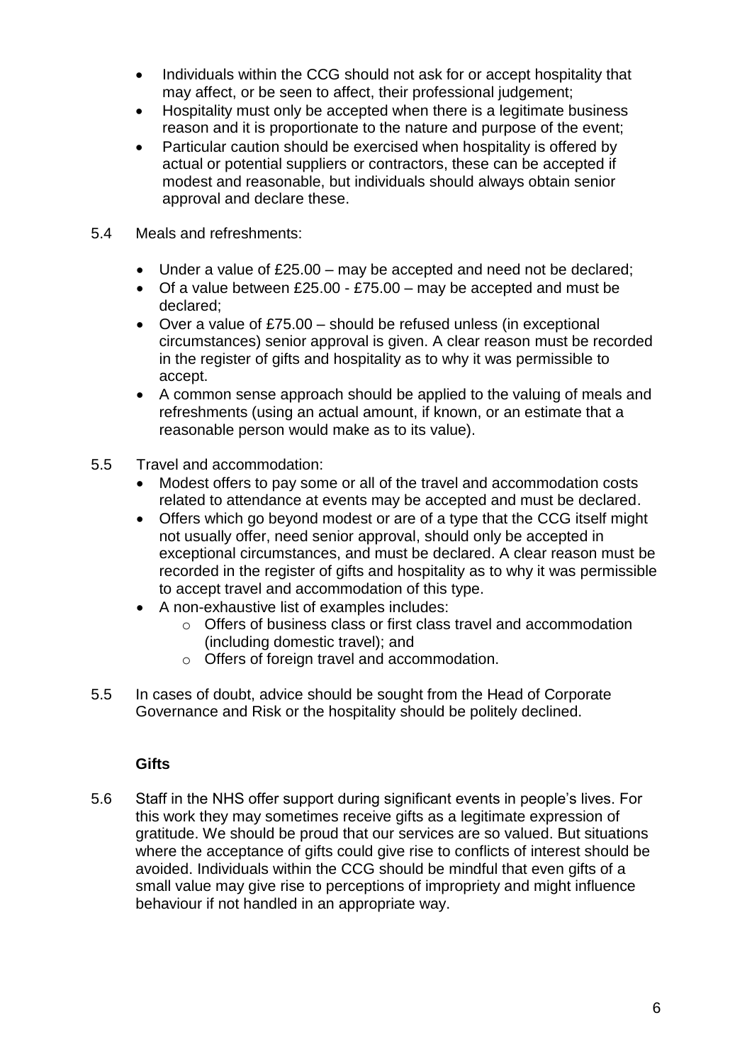- Individuals within the CCG should not ask for or accept hospitality that may affect, or be seen to affect, their professional judgement;
- Hospitality must only be accepted when there is a legitimate business reason and it is proportionate to the nature and purpose of the event;
- Particular caution should be exercised when hospitality is offered by actual or potential suppliers or contractors, these can be accepted if modest and reasonable, but individuals should always obtain senior approval and declare these.

5.4 Meals and refreshments:

- Under a value of £25.00 – may be accepted and need not be declared;
- Of a value between £25.00 - £75.00 – may be accepted and must be declared;
- Over a value of £75.00 – should be refused unless (in exceptional circumstances) senior approval is given. A clear reason must be recorded in the register of gifts and hospitality as to why it was permissible to accept.
- A common sense approach should be applied to the valuing of meals and refreshments (using an actual amount, if known, or an estimate that a reasonable person would make as to its value).

5.5 Travel and accommodation:

- Modest offers to pay some or all of the travel and accommodation costs related to attendance at events may be accepted and must be declared.
- Offers which go beyond modest or are of a type that the CCG itself might not usually offer, need senior approval, should only be accepted in exceptional circumstances, and must be declared. A clear reason must be recorded in the register of gifts and hospitality as to why it was permissible to accept travel and accommodation of this type.
- A non-exhaustive list of examples includes:
  - Offers of business class or first class travel and accommodation (including domestic travel); and
  - Offers of foreign travel and accommodation.

5.5 In cases of doubt, advice should be sought from the Head of Corporate Governance and Risk or the hospitality should be politely declined.

**Gifts**

5.6 Staff in the NHS offer support during significant events in people's lives. For this work they may sometimes receive gifts as a legitimate expression of gratitude. We should be proud that our services are so valued. But situations where the acceptance of gifts could give rise to conflicts of interest should be avoided. Individuals within the CCG should be mindful that even gifts of a small value may give rise to perceptions of impropriety and might influence behaviour if not handled in an appropriate way.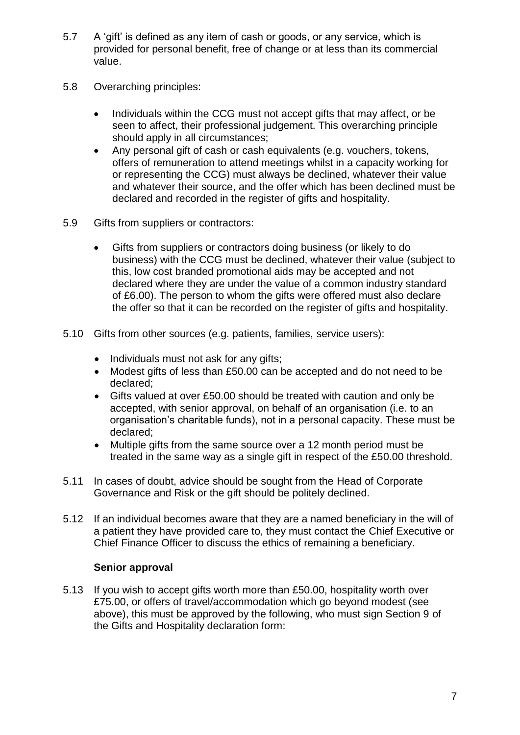5.7 A 'gift' is defined as any item of cash or goods, or any service, which is provided for personal benefit, free of change or at less than its commercial value.

5.8 Overarching principles:

- Individuals within the CCG must not accept gifts that may affect, or be seen to affect, their professional judgement. This overarching principle should apply in all circumstances;
- Any personal gift of cash or cash equivalents (e.g. vouchers, tokens, offers of remuneration to attend meetings whilst in a capacity working for or representing the CCG) must always be declined, whatever their value and whatever their source, and the offer which has been declined must be declared and recorded in the register of gifts and hospitality.

5.9 Gifts from suppliers or contractors:

- Gifts from suppliers or contractors doing business (or likely to do business) with the CCG must be declined, whatever their value (subject to this, low cost branded promotional aids may be accepted and not declared where they are under the value of a common industry standard of £6.00). The person to whom the gifts were offered must also declare the offer so that it can be recorded on the register of gifts and hospitality.

5.10 Gifts from other sources (e.g. patients, families, service users):

- Individuals must not ask for any gifts;
- Modest gifts of less than £50.00 can be accepted and do not need to be declared;
- Gifts valued at over £50.00 should be treated with caution and only be accepted, with senior approval, on behalf of an organisation (i.e. to an organisation's charitable funds), not in a personal capacity. These must be declared;
- Multiple gifts from the same source over a 12 month period must be treated in the same way as a single gift in respect of the £50.00 threshold.

5.11 In cases of doubt, advice should be sought from the Head of Corporate Governance and Risk or the gift should be politely declined.

5.12 If an individual becomes aware that they are a named beneficiary in the will of a patient they have provided care to, they must contact the Chief Executive or Chief Finance Officer to discuss the ethics of remaining a beneficiary.

**Senior approval**

5.13 If you wish to accept gifts worth more than £50.00, hospitality worth over £75.00, or offers of travel/accommodation which go beyond modest (see above), this must be approved by the following, who must sign Section 9 of the Gifts and Hospitality declaration form: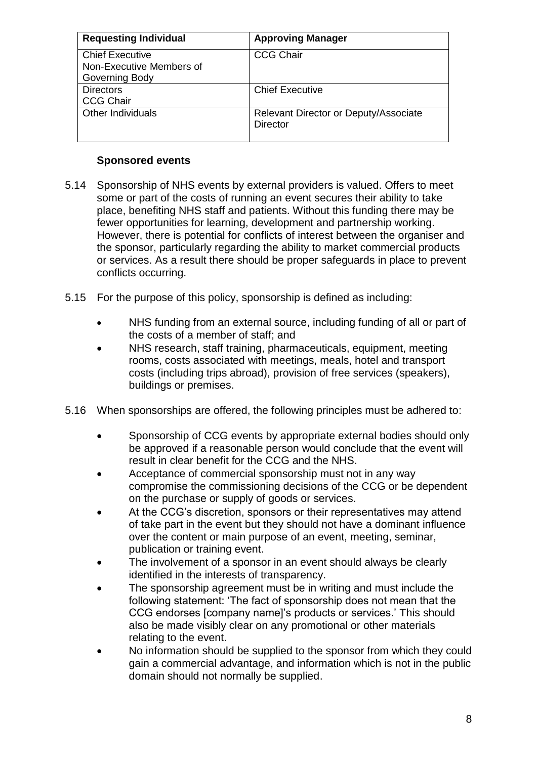| Requesting Individual | Approving Manager |
|---|---|
| Chief Executive<br>Non-Executive Members of Governing Body | CCG Chair |
| Directors<br>CCG Chair | Chief Executive |
| Other Individuals | Relevant Director or Deputy/Associate Director |

**Sponsored events**

5.14 Sponsorship of NHS events by external providers is valued. Offers to meet some or part of the costs of running an event secures their ability to take place, benefiting NHS staff and patients. Without this funding there may be fewer opportunities for learning, development and partnership working. However, there is potential for conflicts of interest between the organiser and the sponsor, particularly regarding the ability to market commercial products or services. As a result there should be proper safeguards in place to prevent conflicts occurring.

5.15 For the purpose of this policy, sponsorship is defined as including:

- NHS funding from an external source, including funding of all or part of the costs of a member of staff; and
- NHS research, staff training, pharmaceuticals, equipment, meeting rooms, costs associated with meetings, meals, hotel and transport costs (including trips abroad), provision of free services (speakers), buildings or premises.

5.16 When sponsorships are offered, the following principles must be adhered to:

- Sponsorship of CCG events by appropriate external bodies should only be approved if a reasonable person would conclude that the event will result in clear benefit for the CCG and the NHS.
- Acceptance of commercial sponsorship must not in any way compromise the commissioning decisions of the CCG or be dependent on the purchase or supply of goods or services.
- At the CCG's discretion, sponsors or their representatives may attend of take part in the event but they should not have a dominant influence over the content or main purpose of an event, meeting, seminar, publication or training event.
- The involvement of a sponsor in an event should always be clearly identified in the interests of transparency.
- The sponsorship agreement must be in writing and must include the following statement: 'The fact of sponsorship does not mean that the CCG endorses [company name]'s products or services.' This should also be made visibly clear on any promotional or other materials relating to the event.
- No information should be supplied to the sponsor from which they could gain a commercial advantage, and information which is not in the public domain should not normally be supplied.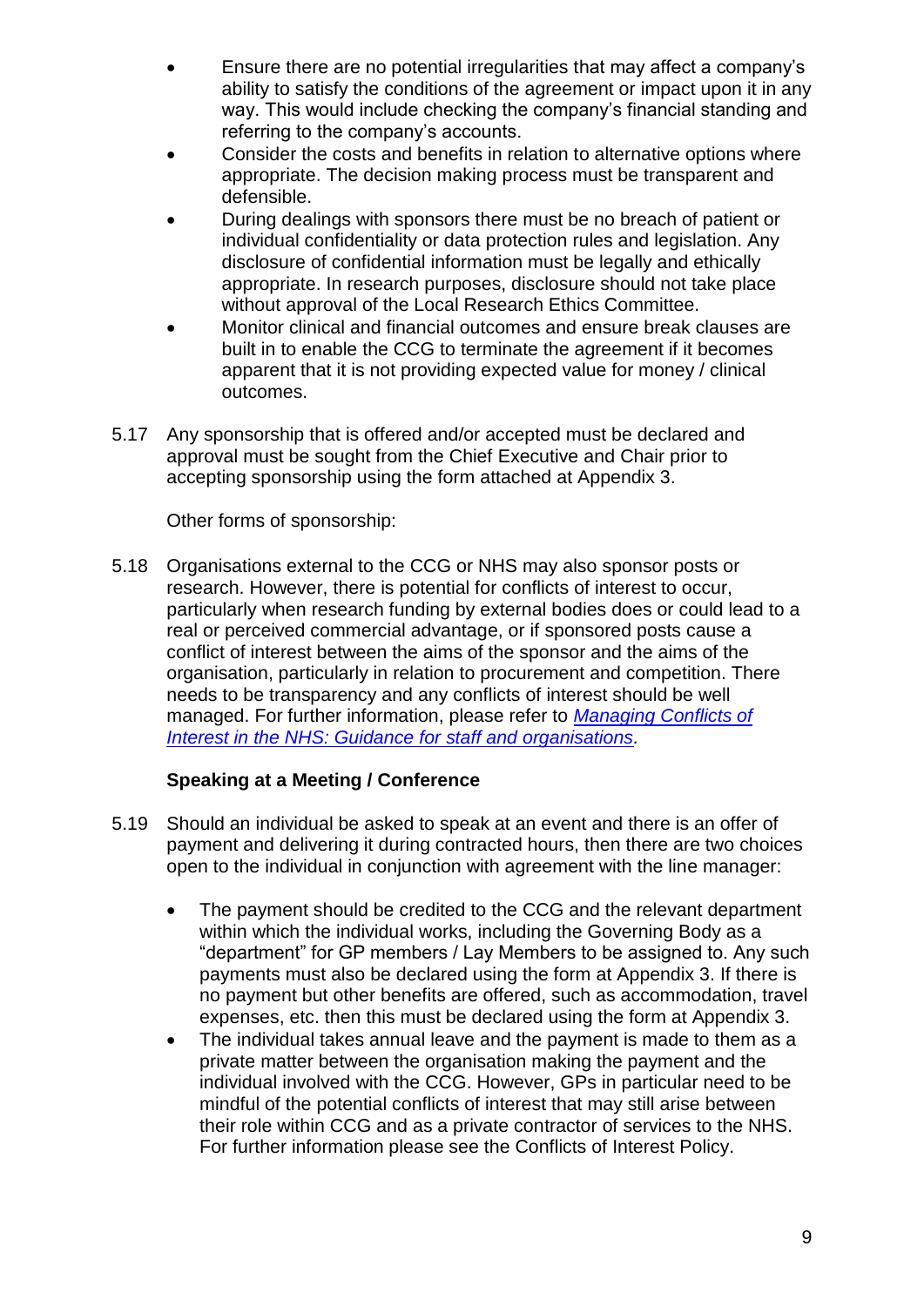- Ensure there are no potential irregularities that may affect a company's ability to satisfy the conditions of the agreement or impact upon it in any way. This would include checking the company's financial standing and referring to the company's accounts.
- Consider the costs and benefits in relation to alternative options where appropriate. The decision making process must be transparent and defensible.
- During dealings with sponsors there must be no breach of patient or individual confidentiality or data protection rules and legislation. Any disclosure of confidential information must be legally and ethically appropriate. In research purposes, disclosure should not take place without approval of the Local Research Ethics Committee.
- Monitor clinical and financial outcomes and ensure break clauses are built in to enable the CCG to terminate the agreement if it becomes apparent that it is not providing expected value for money / clinical outcomes.

5.17 Any sponsorship that is offered and/or accepted must be declared and approval must be sought from the Chief Executive and Chair prior to accepting sponsorship using the form attached at Appendix 3.

Other forms of sponsorship:

5.18 Organisations external to the CCG or NHS may also sponsor posts or research. However, there is potential for conflicts of interest to occur, particularly when research funding by external bodies does or could lead to a real or perceived commercial advantage, or if sponsored posts cause a conflict of interest between the aims of the sponsor and the aims of the organisation, particularly in relation to procurement and competition. There needs to be transparency and any conflicts of interest should be well managed. For further information, please refer to *Managing Conflicts of Interest in the NHS: Guidance for staff and organisations*.

**Speaking at a Meeting / Conference**

5.19 Should an individual be asked to speak at an event and there is an offer of payment and delivering it during contracted hours, then there are two choices open to the individual in conjunction with agreement with the line manager:

- The payment should be credited to the CCG and the relevant department within which the individual works, including the Governing Body as a "department" for GP members / Lay Members to be assigned to. Any such payments must also be declared using the form at Appendix 3. If there is no payment but other benefits are offered, such as accommodation, travel expenses, etc. then this must be declared using the form at Appendix 3.
- The individual takes annual leave and the payment is made to them as a private matter between the organisation making the payment and the individual involved with the CCG. However, GPs in particular need to be mindful of the potential conflicts of interest that may still arise between their role within CCG and as a private contractor of services to the NHS. For further information please see the Conflicts of Interest Policy.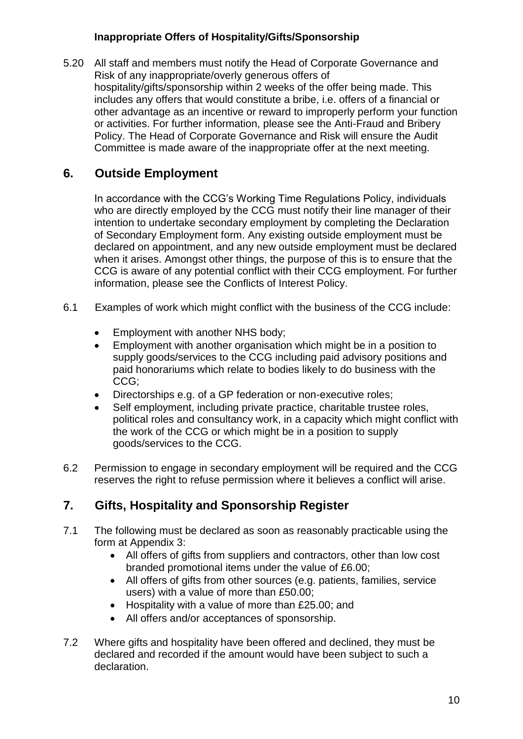**Inappropriate Offers of Hospitality/Gifts/Sponsorship**

5.20 All staff and members must notify the Head of Corporate Governance and Risk of any inappropriate/overly generous offers of hospitality/gifts/sponsorship within 2 weeks of the offer being made. This includes any offers that would constitute a bribe, i.e. offers of a financial or other advantage as an incentive or reward to improperly perform your function or activities. For further information, please see the Anti-Fraud and Bribery Policy. The Head of Corporate Governance and Risk will ensure the Audit Committee is made aware of the inappropriate offer at the next meeting.

## 6. Outside Employment

In accordance with the CCG's Working Time Regulations Policy, individuals who are directly employed by the CCG must notify their line manager of their intention to undertake secondary employment by completing the Declaration of Secondary Employment form. Any existing outside employment must be declared on appointment, and any new outside employment must be declared when it arises. Amongst other things, the purpose of this is to ensure that the CCG is aware of any potential conflict with their CCG employment. For further information, please see the Conflicts of Interest Policy.

6.1 Examples of work which might conflict with the business of the CCG include:

- Employment with another NHS body;
- Employment with another organisation which might be in a position to supply goods/services to the CCG including paid advisory positions and paid honorariums which relate to bodies likely to do business with the CCG;
- Directorships e.g. of a GP federation or non-executive roles;
- Self employment, including private practice, charitable trustee roles, political roles and consultancy work, in a capacity which might conflict with the work of the CCG or which might be in a position to supply goods/services to the CCG.

6.2 Permission to engage in secondary employment will be required and the CCG reserves the right to refuse permission where it believes a conflict will arise.

## 7. Gifts, Hospitality and Sponsorship Register

7.1 The following must be declared as soon as reasonably practicable using the form at Appendix 3:

- All offers of gifts from suppliers and contractors, other than low cost branded promotional items under the value of £6.00;
- All offers of gifts from other sources (e.g. patients, families, service users) with a value of more than £50.00;
- Hospitality with a value of more than £25.00; and
- All offers and/or acceptances of sponsorship.

7.2 Where gifts and hospitality have been offered and declined, they must be declared and recorded if the amount would have been subject to such a declaration.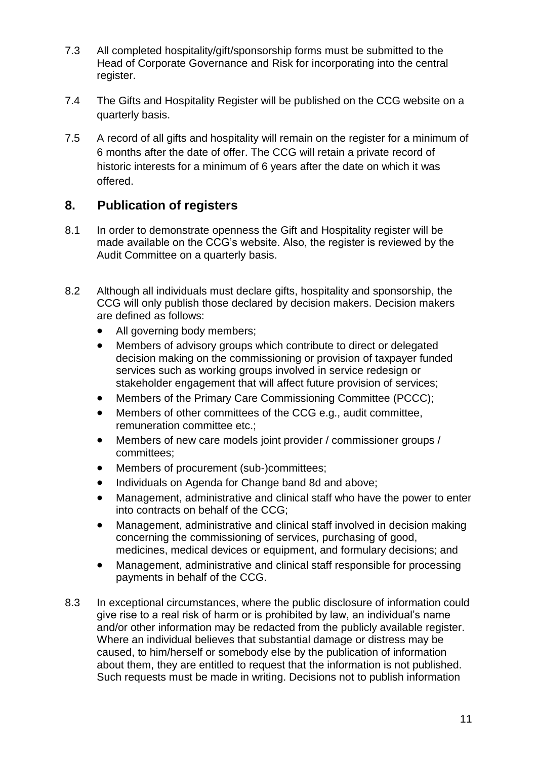7.3 All completed hospitality/gift/sponsorship forms must be submitted to the Head of Corporate Governance and Risk for incorporating into the central register.

7.4 The Gifts and Hospitality Register will be published on the CCG website on a quarterly basis.

7.5 A record of all gifts and hospitality will remain on the register for a minimum of 6 months after the date of offer. The CCG will retain a private record of historic interests for a minimum of 6 years after the date on which it was offered.

## 8. Publication of registers

8.1 In order to demonstrate openness the Gift and Hospitality register will be made available on the CCG's website. Also, the register is reviewed by the Audit Committee on a quarterly basis.

8.2 Although all individuals must declare gifts, hospitality and sponsorship, the CCG will only publish those declared by decision makers. Decision makers are defined as follows:

- All governing body members;
- Members of advisory groups which contribute to direct or delegated decision making on the commissioning or provision of taxpayer funded services such as working groups involved in service redesign or stakeholder engagement that will affect future provision of services;
- Members of the Primary Care Commissioning Committee (PCCC);
- Members of other committees of the CCG e.g., audit committee, remuneration committee etc.;
- Members of new care models joint provider / commissioner groups / committees;
- Members of procurement (sub-)committees;
- Individuals on Agenda for Change band 8d and above;
- Management, administrative and clinical staff who have the power to enter into contracts on behalf of the CCG;
- Management, administrative and clinical staff involved in decision making concerning the commissioning of services, purchasing of good, medicines, medical devices or equipment, and formulary decisions; and
- Management, administrative and clinical staff responsible for processing payments in behalf of the CCG.

8.3 In exceptional circumstances, where the public disclosure of information could give rise to a real risk of harm or is prohibited by law, an individual's name and/or other information may be redacted from the publicly available register. Where an individual believes that substantial damage or distress may be caused, to him/herself or somebody else by the publication of information about them, they are entitled to request that the information is not published. Such requests must be made in writing. Decisions not to publish information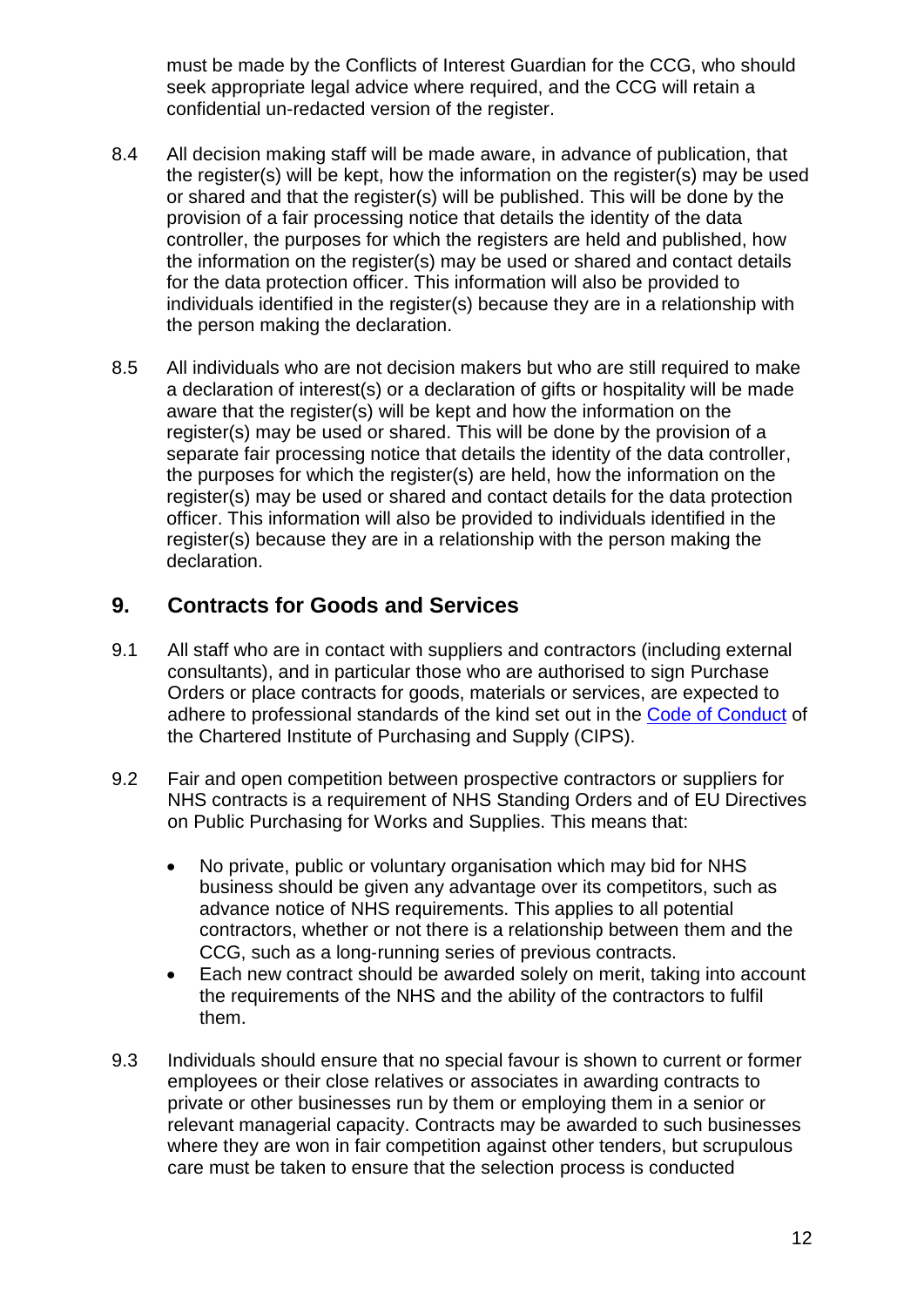must be made by the Conflicts of Interest Guardian for the CCG, who should seek appropriate legal advice where required, and the CCG will retain a confidential un-redacted version of the register.

8.4 All decision making staff will be made aware, in advance of publication, that the register(s) will be kept, how the information on the register(s) may be used or shared and that the register(s) will be published. This will be done by the provision of a fair processing notice that details the identity of the data controller, the purposes for which the registers are held and published, how the information on the register(s) may be used or shared and contact details for the data protection officer. This information will also be provided to individuals identified in the register(s) because they are in a relationship with the person making the declaration.

8.5 All individuals who are not decision makers but who are still required to make a declaration of interest(s) or a declaration of gifts or hospitality will be made aware that the register(s) will be kept and how the information on the register(s) may be used or shared. This will be done by the provision of a separate fair processing notice that details the identity of the data controller, the purposes for which the register(s) are held, how the information on the register(s) may be used or shared and contact details for the data protection officer. This information will also be provided to individuals identified in the register(s) because they are in a relationship with the person making the declaration.

## 9. Contracts for Goods and Services

9.1 All staff who are in contact with suppliers and contractors (including external consultants), and in particular those who are authorised to sign Purchase Orders or place contracts for goods, materials or services, are expected to adhere to professional standards of the kind set out in the Code of Conduct of the Chartered Institute of Purchasing and Supply (CIPS).

9.2 Fair and open competition between prospective contractors or suppliers for NHS contracts is a requirement of NHS Standing Orders and of EU Directives on Public Purchasing for Works and Supplies. This means that:

- No private, public or voluntary organisation which may bid for NHS business should be given any advantage over its competitors, such as advance notice of NHS requirements. This applies to all potential contractors, whether or not there is a relationship between them and the CCG, such as a long-running series of previous contracts.
- Each new contract should be awarded solely on merit, taking into account the requirements of the NHS and the ability of the contractors to fulfil them.

9.3 Individuals should ensure that no special favour is shown to current or former employees or their close relatives or associates in awarding contracts to private or other businesses run by them or employing them in a senior or relevant managerial capacity. Contracts may be awarded to such businesses where they are won in fair competition against other tenders, but scrupulous care must be taken to ensure that the selection process is conducted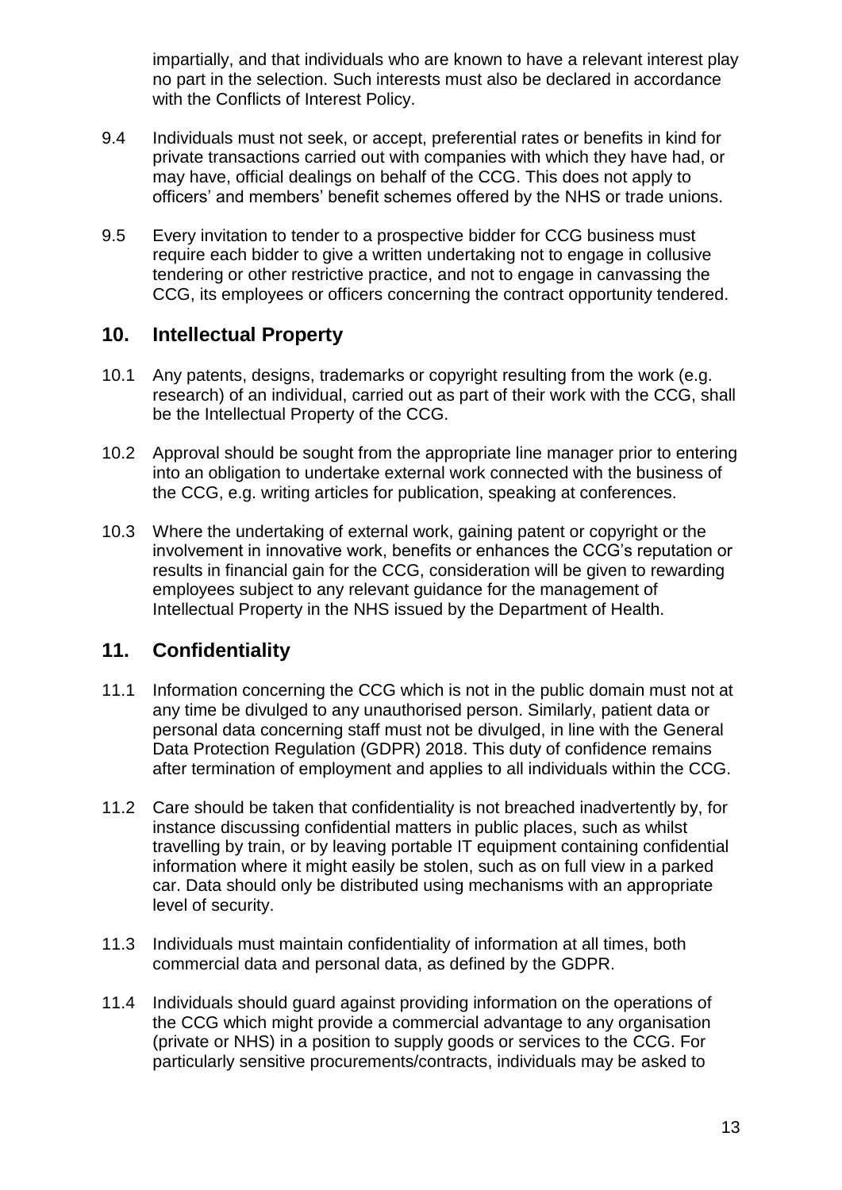impartially, and that individuals who are known to have a relevant interest play no part in the selection. Such interests must also be declared in accordance with the Conflicts of Interest Policy.

9.4 Individuals must not seek, or accept, preferential rates or benefits in kind for private transactions carried out with companies with which they have had, or may have, official dealings on behalf of the CCG. This does not apply to officers' and members' benefit schemes offered by the NHS or trade unions.

9.5 Every invitation to tender to a prospective bidder for CCG business must require each bidder to give a written undertaking not to engage in collusive tendering or other restrictive practice, and not to engage in canvassing the CCG, its employees or officers concerning the contract opportunity tendered.

## 10. Intellectual Property

10.1 Any patents, designs, trademarks or copyright resulting from the work (e.g. research) of an individual, carried out as part of their work with the CCG, shall be the Intellectual Property of the CCG.

10.2 Approval should be sought from the appropriate line manager prior to entering into an obligation to undertake external work connected with the business of the CCG, e.g. writing articles for publication, speaking at conferences.

10.3 Where the undertaking of external work, gaining patent or copyright or the involvement in innovative work, benefits or enhances the CCG's reputation or results in financial gain for the CCG, consideration will be given to rewarding employees subject to any relevant guidance for the management of Intellectual Property in the NHS issued by the Department of Health.

## 11. Confidentiality

11.1 Information concerning the CCG which is not in the public domain must not at any time be divulged to any unauthorised person. Similarly, patient data or personal data concerning staff must not be divulged, in line with the General Data Protection Regulation (GDPR) 2018. This duty of confidence remains after termination of employment and applies to all individuals within the CCG.

11.2 Care should be taken that confidentiality is not breached inadvertently by, for instance discussing confidential matters in public places, such as whilst travelling by train, or by leaving portable IT equipment containing confidential information where it might easily be stolen, such as on full view in a parked car. Data should only be distributed using mechanisms with an appropriate level of security.

11.3 Individuals must maintain confidentiality of information at all times, both commercial data and personal data, as defined by the GDPR.

11.4 Individuals should guard against providing information on the operations of the CCG which might provide a commercial advantage to any organisation (private or NHS) in a position to supply goods or services to the CCG. For particularly sensitive procurements/contracts, individuals may be asked to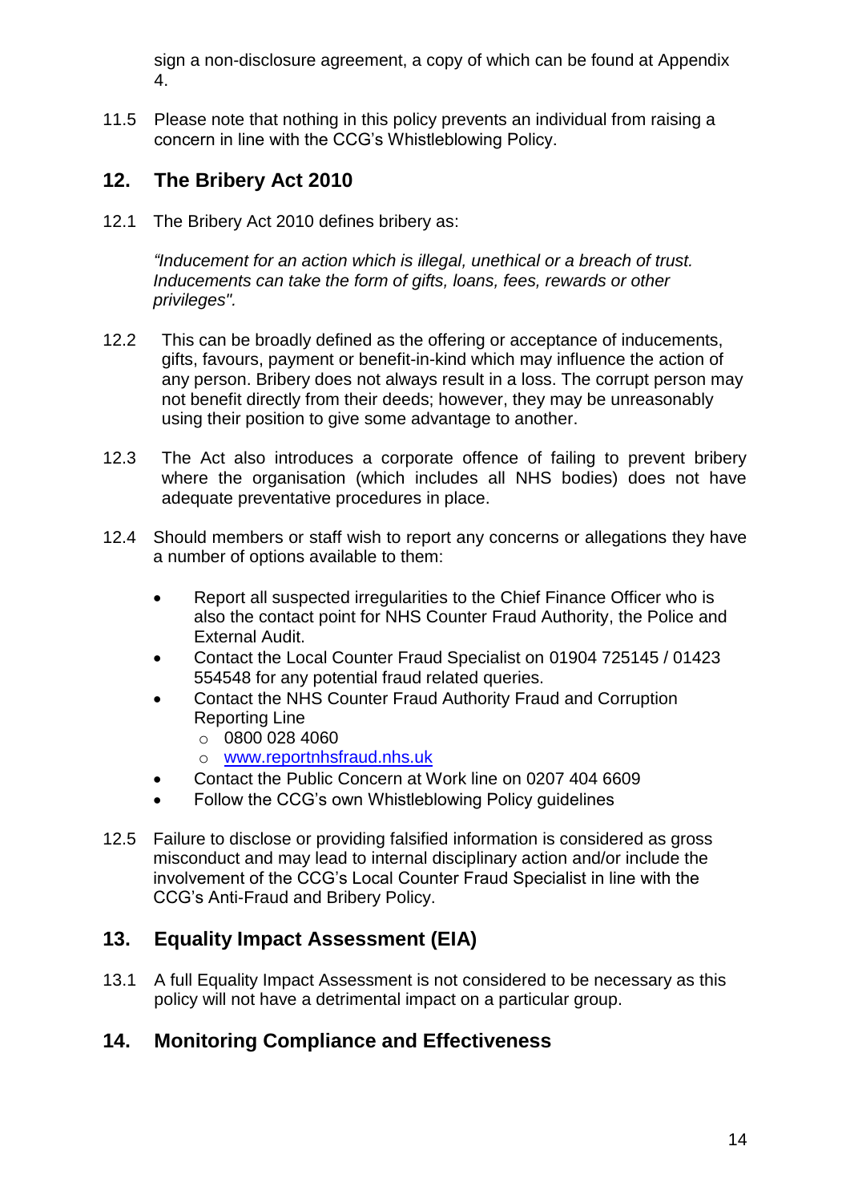sign a non-disclosure agreement, a copy of which can be found at Appendix 4.

11.5 Please note that nothing in this policy prevents an individual from raising a concern in line with the CCG's Whistleblowing Policy.

## 12. The Bribery Act 2010

12.1 The Bribery Act 2010 defines bribery as:

*"Inducement for an action which is illegal, unethical or a breach of trust. Inducements can take the form of gifts, loans, fees, rewards or other privileges".*

12.2 This can be broadly defined as the offering or acceptance of inducements, gifts, favours, payment or benefit-in-kind which may influence the action of any person. Bribery does not always result in a loss. The corrupt person may not benefit directly from their deeds; however, they may be unreasonably using their position to give some advantage to another.

12.3 The Act also introduces a corporate offence of failing to prevent bribery where the organisation (which includes all NHS bodies) does not have adequate preventative procedures in place.

12.4 Should members or staff wish to report any concerns or allegations they have a number of options available to them:

- Report all suspected irregularities to the Chief Finance Officer who is also the contact point for NHS Counter Fraud Authority, the Police and External Audit.
- Contact the Local Counter Fraud Specialist on 01904 725145 / 01423 554548 for any potential fraud related queries.
- Contact the NHS Counter Fraud Authority Fraud and Corruption Reporting Line
  - 0800 028 4060
  - [www.reportnhsfraud.nhs.uk](http://www.reportnhsfraud.nhs.uk)
- Contact the Public Concern at Work line on 0207 404 6609
- Follow the CCG's own Whistleblowing Policy guidelines

12.5 Failure to disclose or providing falsified information is considered as gross misconduct and may lead to internal disciplinary action and/or include the involvement of the CCG's Local Counter Fraud Specialist in line with the CCG's Anti-Fraud and Bribery Policy.

## 13. Equality Impact Assessment (EIA)

13.1 A full Equality Impact Assessment is not considered to be necessary as this policy will not have a detrimental impact on a particular group.

## 14. Monitoring Compliance and Effectiveness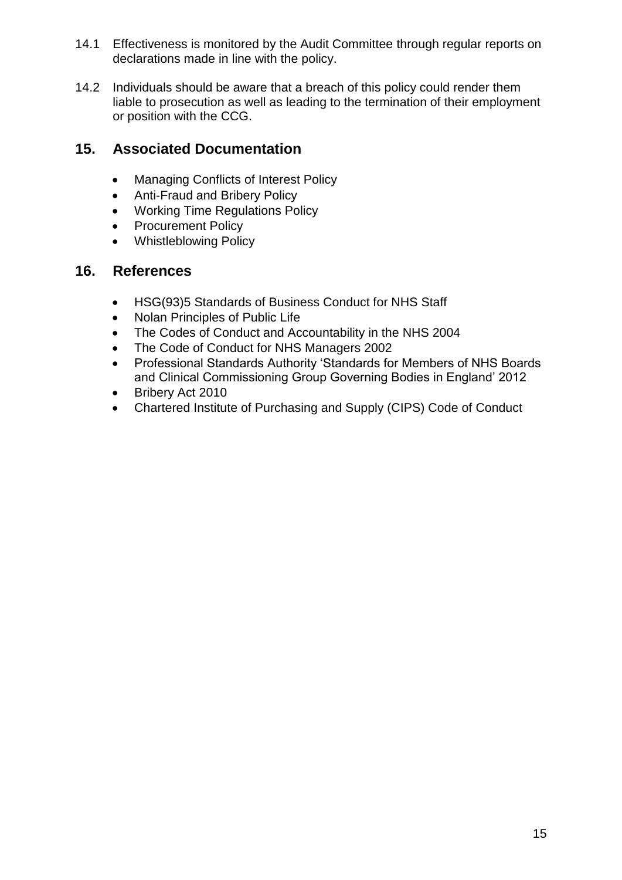14.1 Effectiveness is monitored by the Audit Committee through regular reports on declarations made in line with the policy.

14.2 Individuals should be aware that a breach of this policy could render them liable to prosecution as well as leading to the termination of their employment or position with the CCG.

## 15. Associated Documentation

- Managing Conflicts of Interest Policy
- Anti-Fraud and Bribery Policy
- Working Time Regulations Policy
- Procurement Policy
- Whistleblowing Policy

## 16. References

- HSG(93)5 Standards of Business Conduct for NHS Staff
- Nolan Principles of Public Life
- The Codes of Conduct and Accountability in the NHS 2004
- The Code of Conduct for NHS Managers 2002
- Professional Standards Authority 'Standards for Members of NHS Boards and Clinical Commissioning Group Governing Bodies in England' 2012
- Bribery Act 2010
- Chartered Institute of Purchasing and Supply (CIPS) Code of Conduct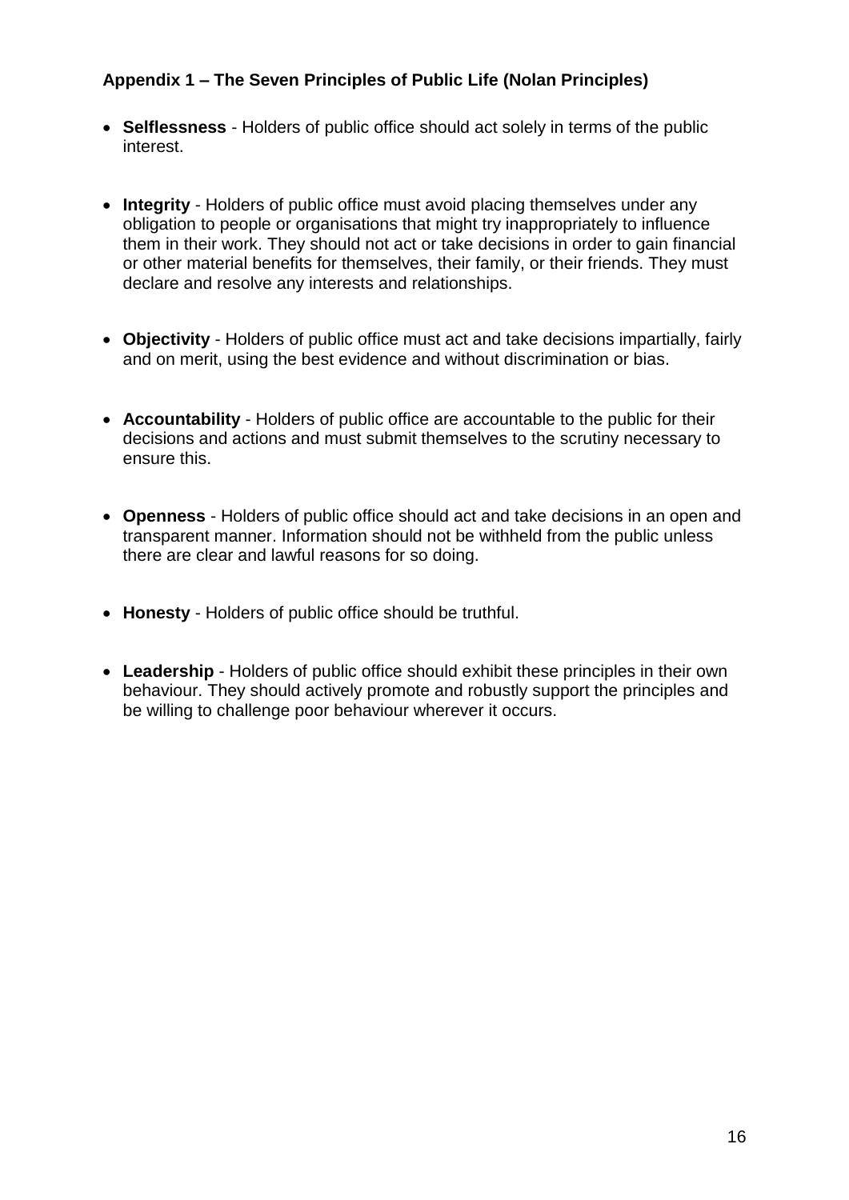### Appendix 1 – The Seven Principles of Public Life (Nolan Principles)

- **Selflessness** - Holders of public office should act solely in terms of the public interest.

- **Integrity** - Holders of public office must avoid placing themselves under any obligation to people or organisations that might try inappropriately to influence them in their work. They should not act or take decisions in order to gain financial or other material benefits for themselves, their family, or their friends. They must declare and resolve any interests and relationships.

- **Objectivity** - Holders of public office must act and take decisions impartially, fairly and on merit, using the best evidence and without discrimination or bias.

- **Accountability** - Holders of public office are accountable to the public for their decisions and actions and must submit themselves to the scrutiny necessary to ensure this.

- **Openness** - Holders of public office should act and take decisions in an open and transparent manner. Information should not be withheld from the public unless there are clear and lawful reasons for so doing.

- **Honesty** - Holders of public office should be truthful.

- **Leadership** - Holders of public office should exhibit these principles in their own behaviour. They should actively promote and robustly support the principles and be willing to challenge poor behaviour wherever it occurs.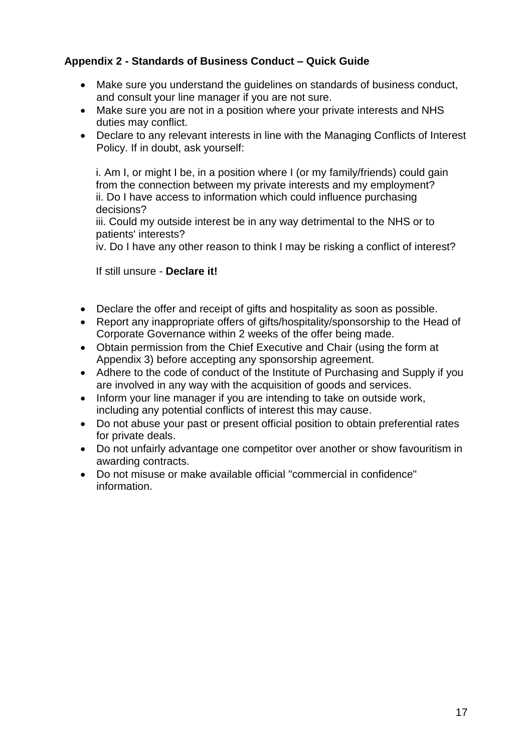### Appendix 2 - Standards of Business Conduct – Quick Guide

- Make sure you understand the guidelines on standards of business conduct, and consult your line manager if you are not sure.
- Make sure you are not in a position where your private interests and NHS duties may conflict.
- Declare to any relevant interests in line with the Managing Conflicts of Interest Policy. If in doubt, ask yourself:

  i. Am I, or might I be, in a position where I (or my family/friends) could gain from the connection between my private interests and my employment?
  ii. Do I have access to information which could influence purchasing decisions?
  iii. Could my outside interest be in any way detrimental to the NHS or to patients' interests?
  iv. Do I have any other reason to think I may be risking a conflict of interest?

  If still unsure - **Declare it!**

- Declare the offer and receipt of gifts and hospitality as soon as possible.
- Report any inappropriate offers of gifts/hospitality/sponsorship to the Head of Corporate Governance within 2 weeks of the offer being made.
- Obtain permission from the Chief Executive and Chair (using the form at Appendix 3) before accepting any sponsorship agreement.
- Adhere to the code of conduct of the Institute of Purchasing and Supply if you are involved in any way with the acquisition of goods and services.
- Inform your line manager if you are intending to take on outside work, including any potential conflicts of interest this may cause.
- Do not abuse your past or present official position to obtain preferential rates for private deals.
- Do not unfairly advantage one competitor over another or show favouritism in awarding contracts.
- Do not misuse or make available official "commercial in confidence" information.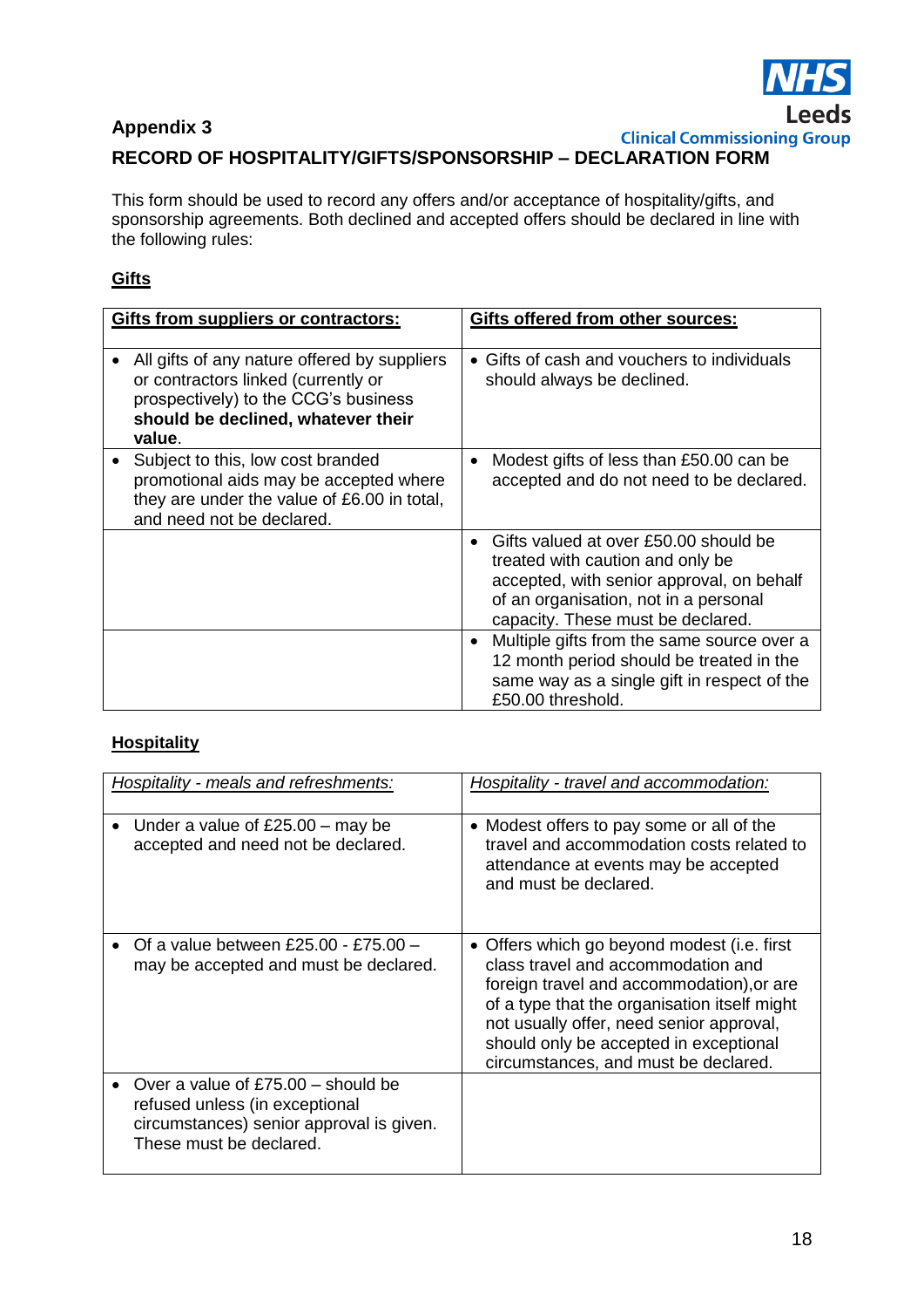**Appendix 3**

**RECORD OF HOSPITALITY/GIFTS/SPONSORSHIP – DECLARATION FORM**

This form should be used to record any offers and/or acceptance of hospitality/gifts, and sponsorship agreements. Both declined and accepted offers should be declared in line with the following rules:

**Gifts**

| Gifts from suppliers or contractors: | Gifts offered from other sources: |
|---|---|
| • All gifts of any nature offered by suppliers or contractors linked (currently or prospectively) to the CCG's business **should be declined, whatever their value**. | • Gifts of cash and vouchers to individuals should always be declined. |
| • Subject to this, low cost branded promotional aids may be accepted where they are under the value of £6.00 in total, and need not be declared. | • Modest gifts of less than £50.00 can be accepted and do not need to be declared. |
| | • Gifts valued at over £50.00 should be treated with caution and only be accepted, with senior approval, on behalf of an organisation, not in a personal capacity. These must be declared. |
| | • Multiple gifts from the same source over a 12 month period should be treated in the same way as a single gift in respect of the £50.00 threshold. |

**Hospitality**

| *Hospitality - meals and refreshments:* | *Hospitality - travel and accommodation:* |
|---|---|
| • Under a value of £25.00 – may be accepted and need not be declared. | • Modest offers to pay some or all of the travel and accommodation costs related to attendance at events may be accepted and must be declared. |
| • Of a value between £25.00 - £75.00 – may be accepted and must be declared. | • Offers which go beyond modest (i.e. first class travel and accommodation and foreign travel and accommodation),or are of a type that the organisation itself might not usually offer, need senior approval, should only be accepted in exceptional circumstances, and must be declared. |
| • Over a value of £75.00 – should be refused unless (in exceptional circumstances) senior approval is given. These must be declared. | |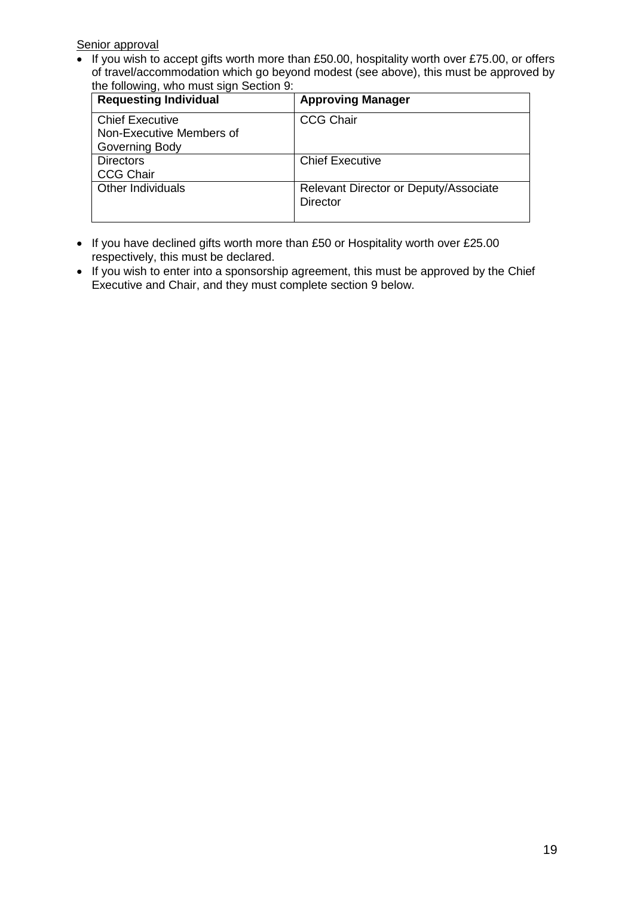<u>Senior approval</u>

- If you wish to accept gifts worth more than £50.00, hospitality worth over £75.00, or offers of travel/accommodation which go beyond modest (see above), this must be approved by the following, who must sign Section 9:

| Requesting Individual | Approving Manager |
|---|---|
| Chief Executive<br>Non-Executive Members of Governing Body | CCG Chair |
| Directors<br>CCG Chair | Chief Executive |
| Other Individuals | Relevant Director or Deputy/Associate Director |

- If you have declined gifts worth more than £50 or Hospitality worth over £25.00 respectively, this must be declared.
- If you wish to enter into a sponsorship agreement, this must be approved by the Chief Executive and Chair, and they must complete section 9 below.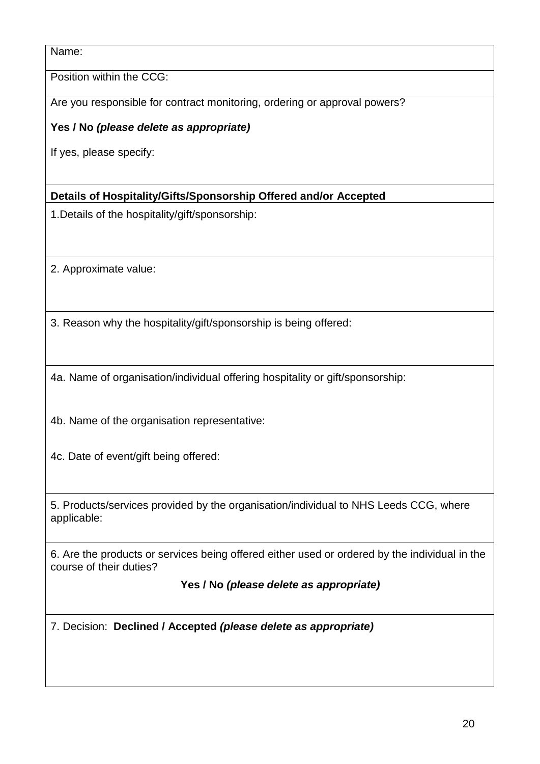| Name: |
|---|
| Position within the CCG: |
| Are you responsible for contract monitoring, ordering or approval powers?<br><br>**Yes / No** ***(please delete as appropriate)***<br><br>If yes, please specify: |
| **Details of Hospitality/Gifts/Sponsorship Offered and/or Accepted** |
| 1.Details of the hospitality/gift/sponsorship: |
| 2. Approximate value: |
| 3. Reason why the hospitality/gift/sponsorship is being offered: |
| 4a. Name of organisation/individual offering hospitality or gift/sponsorship:<br><br>4b. Name of the organisation representative:<br><br>4c. Date of event/gift being offered: |
| 5. Products/services provided by the organisation/individual to NHS Leeds CCG, where applicable: |
| 6. Are the products or services being offered either used or ordered by the individual in the course of their duties?<br><br>**Yes / No** ***(please delete as appropriate)*** |
| 7. Decision: **Declined / Accepted** ***(please delete as appropriate)*** |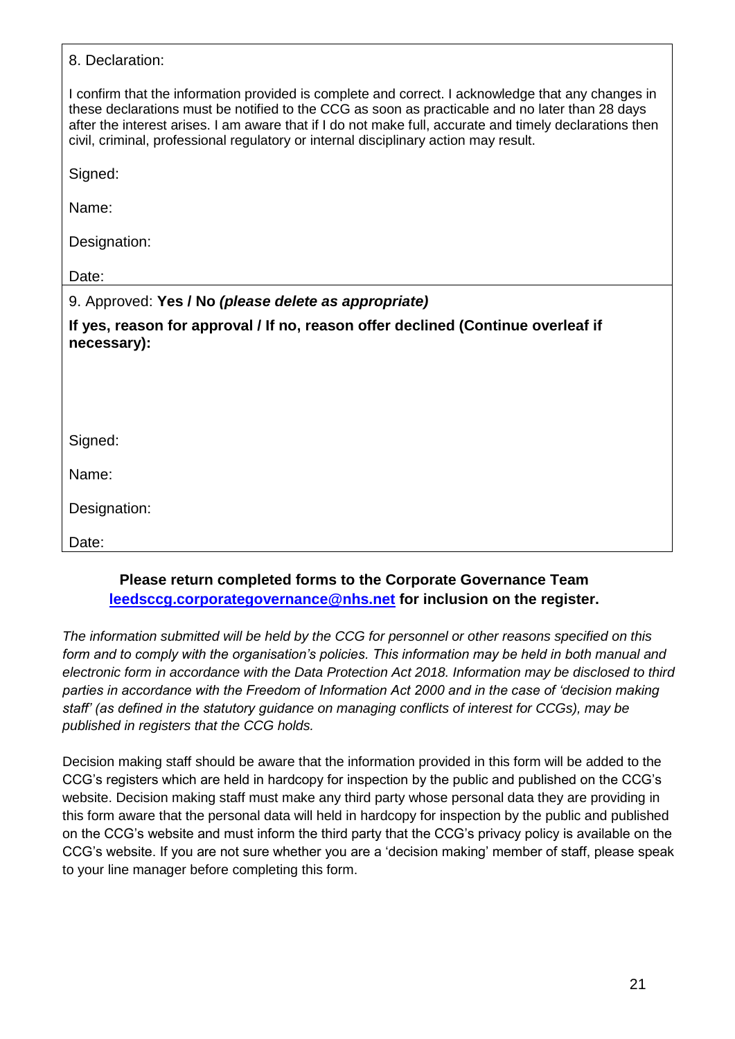8. Declaration:

I confirm that the information provided is complete and correct. I acknowledge that any changes in these declarations must be notified to the CCG as soon as practicable and no later than 28 days after the interest arises. I am aware that if I do not make full, accurate and timely declarations then civil, criminal, professional regulatory or internal disciplinary action may result.

Signed:

Name:

Designation:

Date:

9. Approved: **Yes / No** ***(please delete as appropriate)***

**If yes, reason for approval / If no, reason offer declined (Continue overleaf if necessary):**

Signed:

Name:

Designation:

Date:

**Please return completed forms to the Corporate Governance Team [leedsccg.corporategovernance@nhs.net](mailto:leedsccg.corporategovernance@nhs.net) for inclusion on the register.**

*The information submitted will be held by the CCG for personnel or other reasons specified on this form and to comply with the organisation's policies. This information may be held in both manual and electronic form in accordance with the Data Protection Act 2018. Information may be disclosed to third parties in accordance with the Freedom of Information Act 2000 and in the case of 'decision making staff' (as defined in the statutory guidance on managing conflicts of interest for CCGs), may be published in registers that the CCG holds.*

Decision making staff should be aware that the information provided in this form will be added to the CCG's registers which are held in hardcopy for inspection by the public and published on the CCG's website. Decision making staff must make any third party whose personal data they are providing in this form aware that the personal data will held in hardcopy for inspection by the public and published on the CCG's website and must inform the third party that the CCG's privacy policy is available on the CCG's website. If you are not sure whether you are a 'decision making' member of staff, please speak to your line manager before completing this form.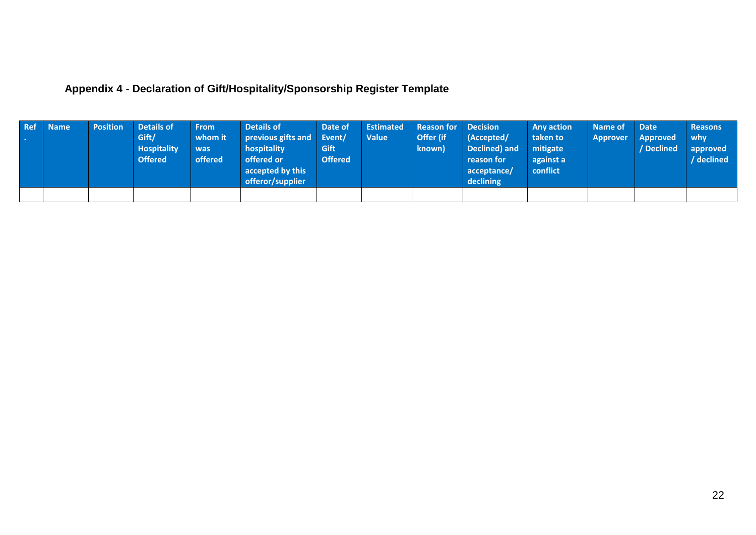## Appendix 4 - Declaration of Gift/Hospitality/Sponsorship Register Template

| Ref. | Name | Position | Details of Gift/ Hospitality Offered | From whom it was offered | Details of previous gifts and hospitality offered or accepted by this offeror/supplier | Date of Event/ Gift Offered | Estimated Value | Reason for Offer (if known) | Decision (Accepted/ Declined) and reason for acceptance/ declining | Any action taken to mitigate against a conflict | Name of Approver | Date Approved / Declined | Reasons why approved / declined |
|---|---|---|---|---|---|---|---|---|---|---|---|---|---|
| | | | | | | | | | | | | | |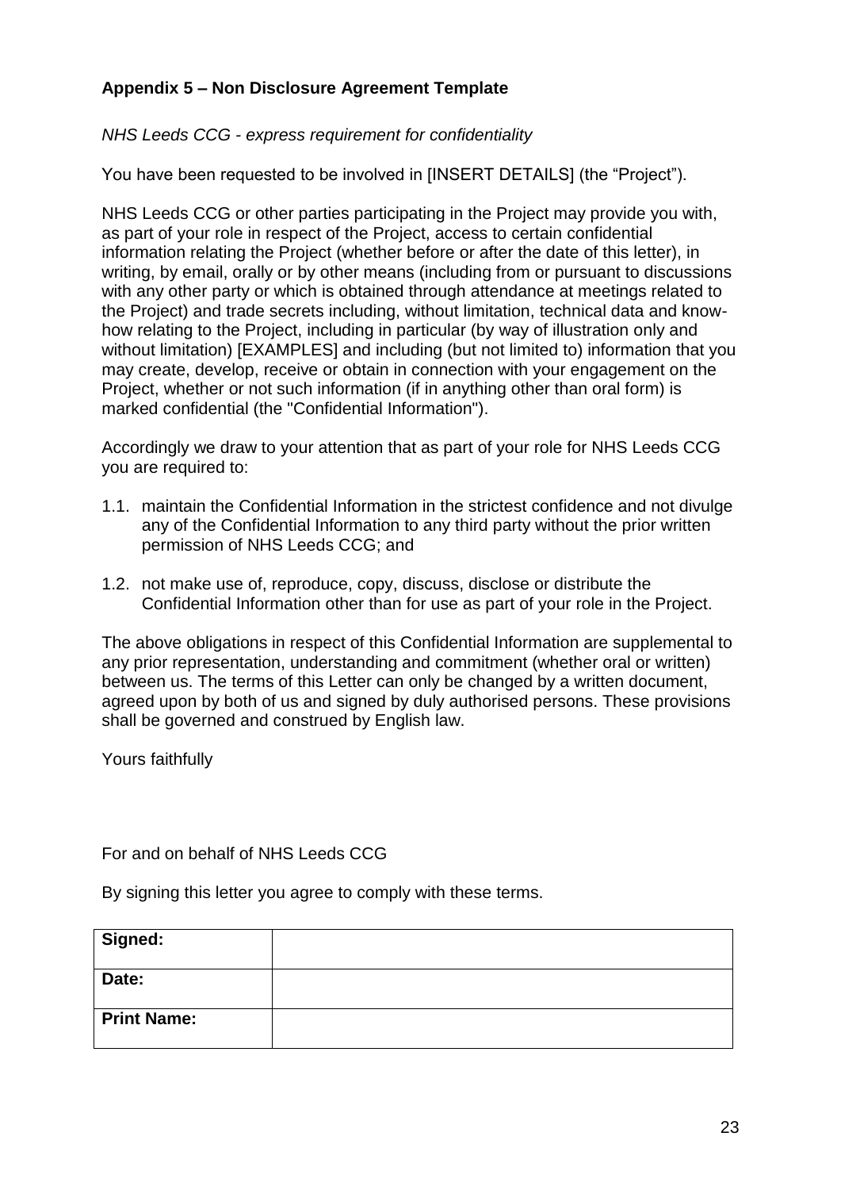**Appendix 5 – Non Disclosure Agreement Template**

*NHS Leeds CCG - express requirement for confidentiality*

You have been requested to be involved in [INSERT DETAILS] (the "Project").

NHS Leeds CCG or other parties participating in the Project may provide you with, as part of your role in respect of the Project, access to certain confidential information relating the Project (whether before or after the date of this letter), in writing, by email, orally or by other means (including from or pursuant to discussions with any other party or which is obtained through attendance at meetings related to the Project) and trade secrets including, without limitation, technical data and know-how relating to the Project, including in particular (by way of illustration only and without limitation) [EXAMPLES] and including (but not limited to) information that you may create, develop, receive or obtain in connection with your engagement on the Project, whether or not such information (if in anything other than oral form) is marked confidential (the "Confidential Information").

Accordingly we draw to your attention that as part of your role for NHS Leeds CCG you are required to:

1.1. maintain the Confidential Information in the strictest confidence and not divulge any of the Confidential Information to any third party without the prior written permission of NHS Leeds CCG; and

1.2. not make use of, reproduce, copy, discuss, disclose or distribute the Confidential Information other than for use as part of your role in the Project.

The above obligations in respect of this Confidential Information are supplemental to any prior representation, understanding and commitment (whether oral or written) between us. The terms of this Letter can only be changed by a written document, agreed upon by both of us and signed by duly authorised persons. These provisions shall be governed and construed by English law.

Yours faithfully

For and on behalf of NHS Leeds CCG

By signing this letter you agree to comply with these terms.

| | |
|---|---|
| **Signed:** | |
| **Date:** | |
| **Print Name:** | |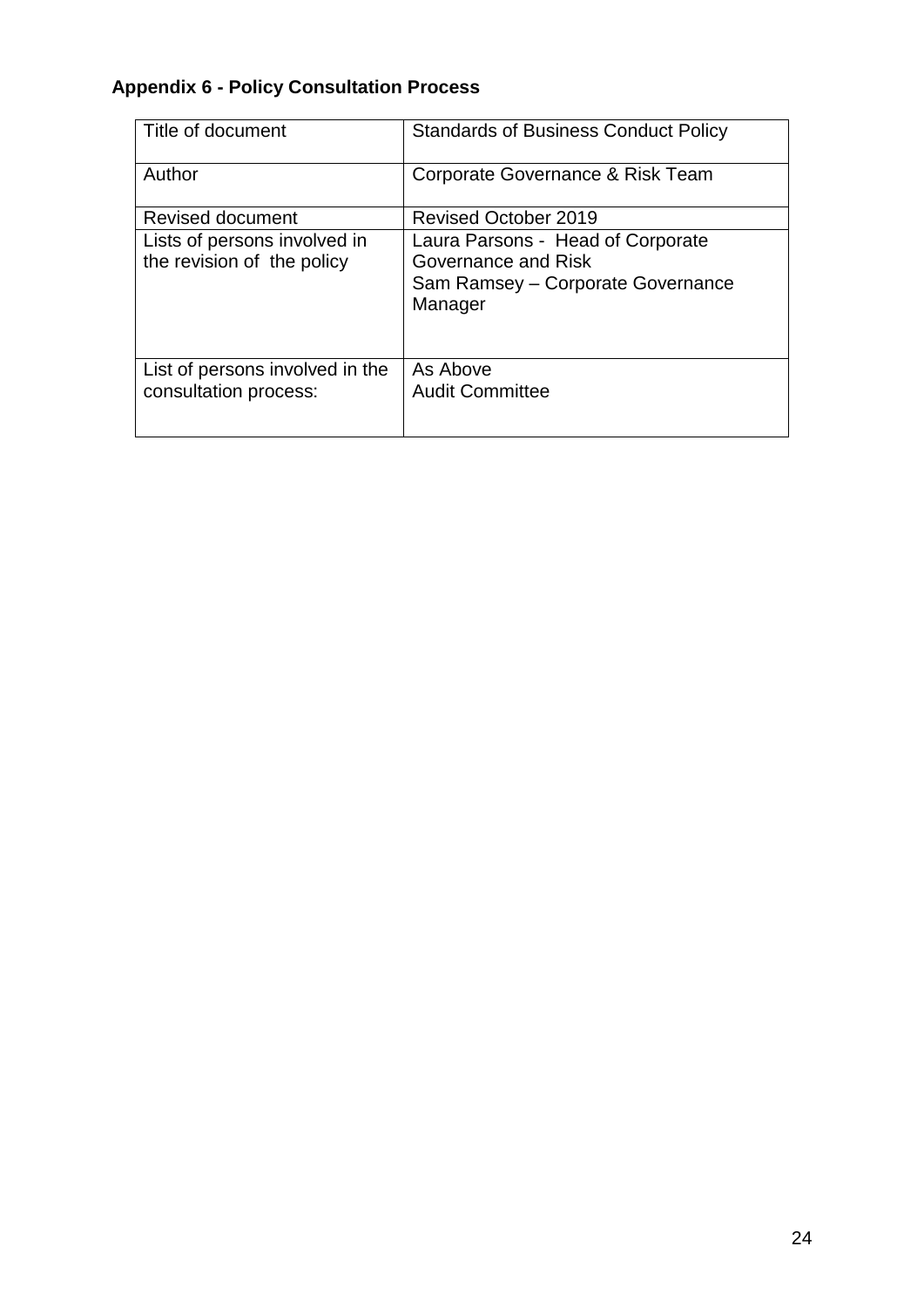**Appendix 6 - Policy Consultation Process**

| | |
|---|---|
| Title of document | Standards of Business Conduct Policy |
| Author | Corporate Governance & Risk Team |
| Revised document | Revised October 2019 |
| Lists of persons involved in the revision of the policy | Laura Parsons - Head of Corporate Governance and Risk<br>Sam Ramsey – Corporate Governance Manager |
| List of persons involved in the consultation process: | As Above<br>Audit Committee |